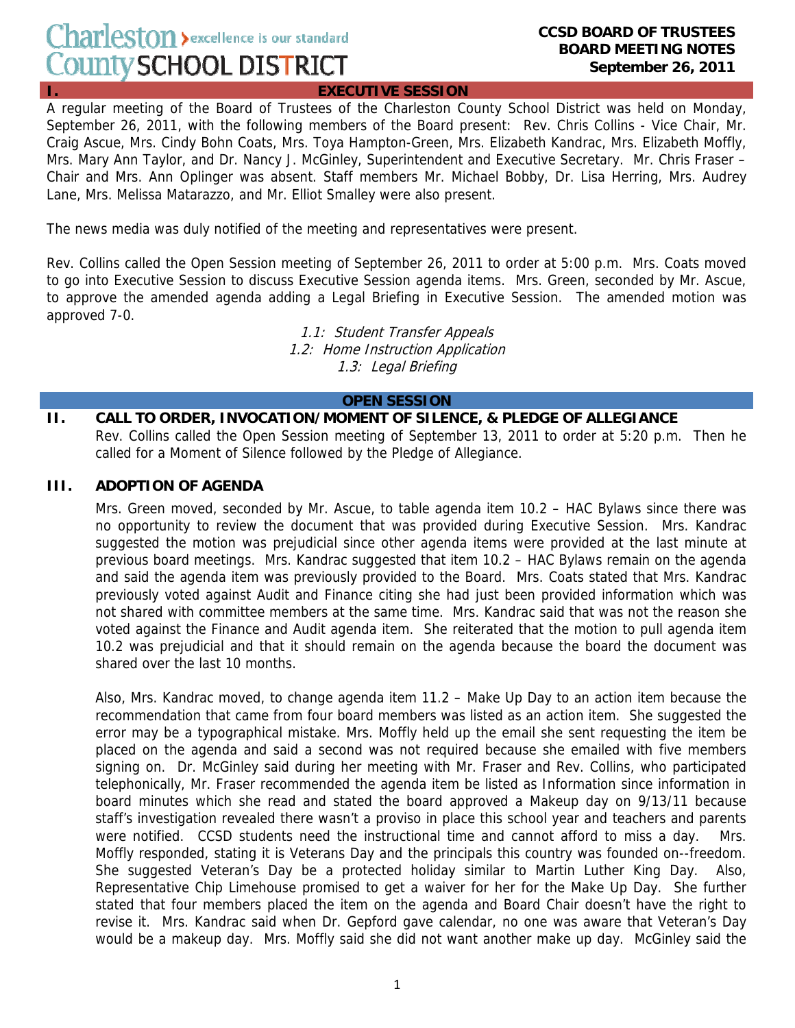Charleston > excellence is our standard
County SCHOOL DISTRICT

**CCSD BOARD OF TRUSTEES**
**BOARD MEETING NOTES**
**September 26, 2011**

# I. EXECUTIVE SESSION

A regular meeting of the Board of Trustees of the Charleston County School District was held on Monday, September 26, 2011, with the following members of the Board present: Rev. Chris Collins - Vice Chair, Mr. Craig Ascue, Mrs. Cindy Bohn Coats, Mrs. Toya Hampton-Green, Mrs. Elizabeth Kandrac, Mrs. Elizabeth Moffly, Mrs. Mary Ann Taylor, and Dr. Nancy J. McGinley, Superintendent and Executive Secretary. Mr. Chris Fraser – Chair and Mrs. Ann Oplinger was absent. Staff members Mr. Michael Bobby, Dr. Lisa Herring, Mrs. Audrey Lane, Mrs. Melissa Matarazzo, and Mr. Elliot Smalley were also present.

The news media was duly notified of the meeting and representatives were present.

Rev. Collins called the Open Session meeting of September 26, 2011 to order at 5:00 p.m. Mrs. Coats moved to go into Executive Session to discuss Executive Session agenda items. Mrs. Green, seconded by Mr. Ascue, to approve the amended agenda adding a Legal Briefing in Executive Session. The amended motion was approved 7-0.

*1.1: Student Transfer Appeals*
*1.2: Home Instruction Application*
*1.3: Legal Briefing*

# OPEN SESSION

## II. CALL TO ORDER, INVOCATION/MOMENT OF SILENCE, & PLEDGE OF ALLEGIANCE

Rev. Collins called the Open Session meeting of September 13, 2011 to order at 5:20 p.m. Then he called for a Moment of Silence followed by the Pledge of Allegiance.

## III. ADOPTION OF AGENDA

Mrs. Green moved, seconded by Mr. Ascue, to table agenda item 10.2 – HAC Bylaws since there was no opportunity to review the document that was provided during Executive Session. Mrs. Kandrac suggested the motion was prejudicial since other agenda items were provided at the last minute at previous board meetings. Mrs. Kandrac suggested that item 10.2 – HAC Bylaws remain on the agenda and said the agenda item was previously provided to the Board. Mrs. Coats stated that Mrs. Kandrac previously voted against Audit and Finance citing she had just been provided information which was not shared with committee members at the same time. Mrs. Kandrac said that was not the reason she voted against the Finance and Audit agenda item. She reiterated that the motion to pull agenda item 10.2 was prejudicial and that it should remain on the agenda because the board the document was shared over the last 10 months.

Also, Mrs. Kandrac moved, to change agenda item 11.2 – Make Up Day to an action item because the recommendation that came from four board members was listed as an action item. She suggested the error may be a typographical mistake. Mrs. Moffly held up the email she sent requesting the item be placed on the agenda and said a second was not required because she emailed with five members signing on. Dr. McGinley said during her meeting with Mr. Fraser and Rev. Collins, who participated telephonically, Mr. Fraser recommended the agenda item be listed as Information since information in board minutes which she read and stated the board approved a Makeup day on 9/13/11 because staff's investigation revealed there wasn't a proviso in place this school year and teachers and parents were notified. CCSD students need the instructional time and cannot afford to miss a day. Mrs. Moffly responded, stating it is Veterans Day and the principals this country was founded on--freedom. She suggested Veteran's Day be a protected holiday similar to Martin Luther King Day. Also, Representative Chip Limehouse promised to get a waiver for her for the Make Up Day. She further stated that four members placed the item on the agenda and Board Chair doesn't have the right to revise it. Mrs. Kandrac said when Dr. Gepford gave calendar, no one was aware that Veteran's Day would be a makeup day. Mrs. Moffly said she did not want another make up day. McGinley said the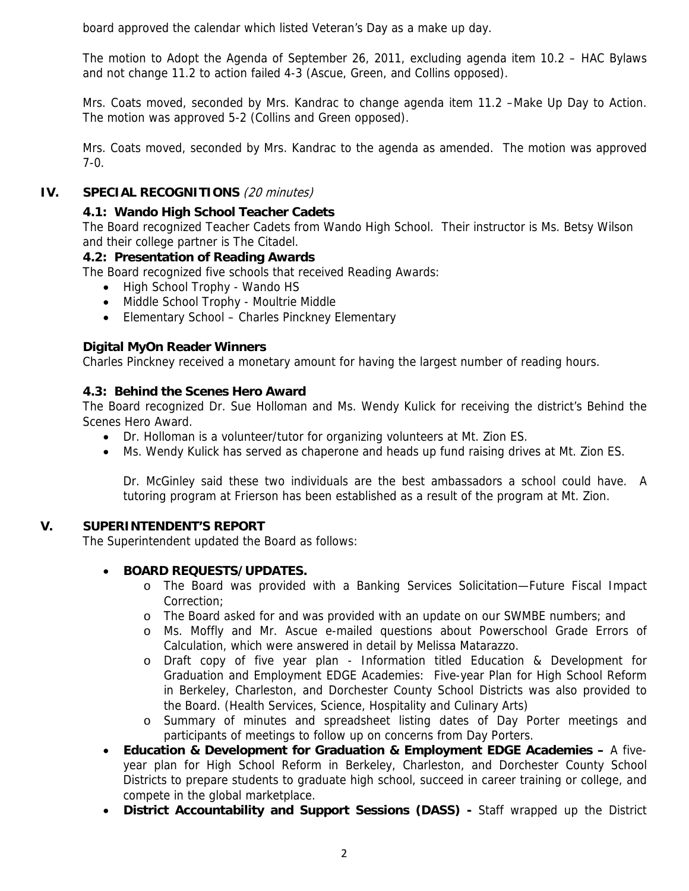board approved the calendar which listed Veteran's Day as a make up day.

The motion to Adopt the Agenda of September 26, 2011, excluding agenda item 10.2 – HAC Bylaws and not change 11.2 to action failed 4-3 (Ascue, Green, and Collins opposed).

Mrs. Coats moved, seconded by Mrs. Kandrac to change agenda item 11.2 –Make Up Day to Action. The motion was approved 5-2 (Collins and Green opposed).

Mrs. Coats moved, seconded by Mrs. Kandrac to the agenda as amended. The motion was approved 7-0.

## IV. SPECIAL RECOGNITIONS *(20 minutes)*

### 4.1: Wando High School Teacher Cadets

The Board recognized Teacher Cadets from Wando High School. Their instructor is Ms. Betsy Wilson and their college partner is The Citadel.

### 4.2: Presentation of Reading Awards

The Board recognized five schools that received Reading Awards:

- High School Trophy - Wando HS
- Middle School Trophy - Moultrie Middle
- Elementary School – Charles Pinckney Elementary

### Digital MyOn Reader Winners

Charles Pinckney received a monetary amount for having the largest number of reading hours.

### 4.3: Behind the Scenes Hero Award

The Board recognized Dr. Sue Holloman and Ms. Wendy Kulick for receiving the district's Behind the Scenes Hero Award.

- Dr. Holloman is a volunteer/tutor for organizing volunteers at Mt. Zion ES.
- Ms. Wendy Kulick has served as chaperone and heads up fund raising drives at Mt. Zion ES.

  Dr. McGinley said these two individuals are the best ambassadors a school could have. A tutoring program at Frierson has been established as a result of the program at Mt. Zion.

## V. SUPERINTENDENT'S REPORT

The Superintendent updated the Board as follows:

- **BOARD REQUESTS/UPDATES.**
  - The Board was provided with a Banking Services Solicitation—Future Fiscal Impact Correction;
  - The Board asked for and was provided with an update on our SWMBE numbers; and
  - Ms. Moffly and Mr. Ascue e-mailed questions about Powerschool Grade Errors of Calculation, which were answered in detail by Melissa Matarazzo.
  - Draft copy of five year plan - Information titled Education & Development for Graduation and Employment EDGE Academies: Five-year Plan for High School Reform in Berkeley, Charleston, and Dorchester County School Districts was also provided to the Board. (Health Services, Science, Hospitality and Culinary Arts)
  - Summary of minutes and spreadsheet listing dates of Day Porter meetings and participants of meetings to follow up on concerns from Day Porters.
- **Education & Development for Graduation & Employment EDGE Academies –** A five-year plan for High School Reform in Berkeley, Charleston, and Dorchester County School Districts to prepare students to graduate high school, succeed in career training or college, and compete in the global marketplace.
- **District Accountability and Support Sessions (DASS) -** Staff wrapped up the District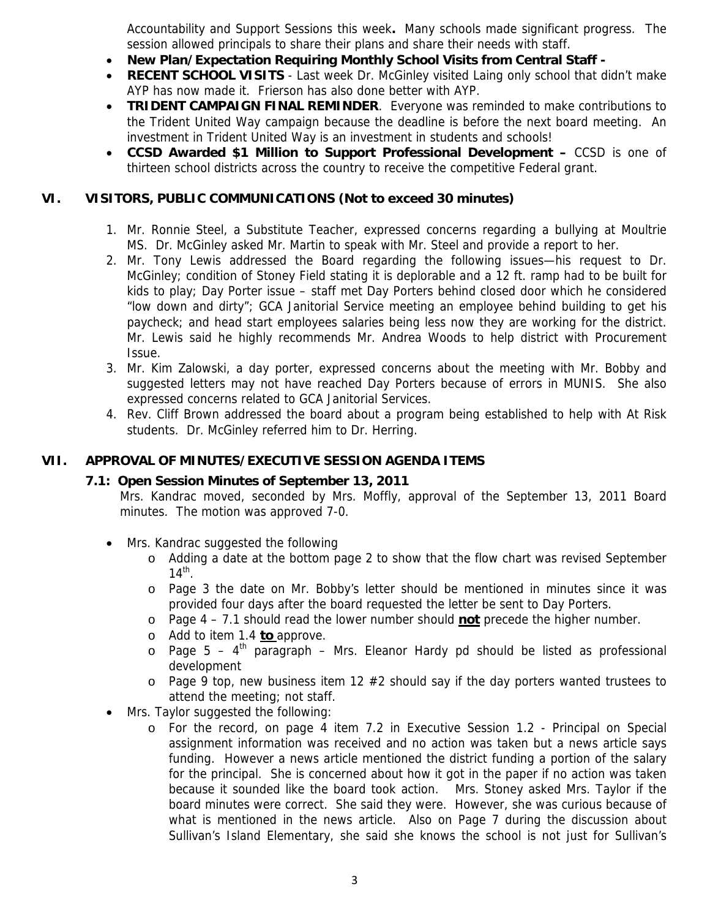Accountability and Support Sessions this week**.** Many schools made significant progress. The session allowed principals to share their plans and share their needs with staff.

- **New Plan/Expectation Requiring Monthly School Visits from Central Staff -**
- **RECENT SCHOOL VISITS** - Last week Dr. McGinley visited Laing only school that didn't make AYP has now made it. Frierson has also done better with AYP.
- **TRIDENT CAMPAIGN FINAL REMINDER**. Everyone was reminded to make contributions to the Trident United Way campaign because the deadline is before the next board meeting. An investment in Trident United Way is an investment in students and schools!
- **CCSD Awarded $1 Million to Support Professional Development –** CCSD is one of thirteen school districts across the country to receive the competitive Federal grant.

## VI. VISITORS, PUBLIC COMMUNICATIONS (Not to exceed 30 minutes)

1. Mr. Ronnie Steel, a Substitute Teacher, expressed concerns regarding a bullying at Moultrie MS. Dr. McGinley asked Mr. Martin to speak with Mr. Steel and provide a report to her.
2. Mr. Tony Lewis addressed the Board regarding the following issues—his request to Dr. McGinley; condition of Stoney Field stating it is deplorable and a 12 ft. ramp had to be built for kids to play; Day Porter issue – staff met Day Porters behind closed door which he considered "low down and dirty"; GCA Janitorial Service meeting an employee behind building to get his paycheck; and head start employees salaries being less now they are working for the district. Mr. Lewis said he highly recommends Mr. Andrea Woods to help district with Procurement Issue.
3. Mr. Kim Zalowski, a day porter, expressed concerns about the meeting with Mr. Bobby and suggested letters may not have reached Day Porters because of errors in MUNIS. She also expressed concerns related to GCA Janitorial Services.
4. Rev. Cliff Brown addressed the board about a program being established to help with At Risk students. Dr. McGinley referred him to Dr. Herring.

## VII. APPROVAL OF MINUTES/EXECUTIVE SESSION AGENDA ITEMS

### 7.1: Open Session Minutes of September 13, 2011

Mrs. Kandrac moved, seconded by Mrs. Moffly, approval of the September 13, 2011 Board minutes. The motion was approved 7-0.

- Mrs. Kandrac suggested the following
  - Adding a date at the bottom page 2 to show that the flow chart was revised September 14th.
  - Page 3 the date on Mr. Bobby's letter should be mentioned in minutes since it was provided four days after the board requested the letter be sent to Day Porters.
  - Page 4 – 7.1 should read the lower number should **not** precede the higher number.
  - Add to item 1.4 **to** approve.
  - Page 5 – 4th paragraph – Mrs. Eleanor Hardy pd should be listed as professional development
  - Page 9 top, new business item 12 #2 should say if the day porters wanted trustees to attend the meeting; not staff.
- Mrs. Taylor suggested the following:
  - For the record, on page 4 item 7.2 in Executive Session 1.2 - Principal on Special assignment information was received and no action was taken but a news article says funding. However a news article mentioned the district funding a portion of the salary for the principal. She is concerned about how it got in the paper if no action was taken because it sounded like the board took action. Mrs. Stoney asked Mrs. Taylor if the board minutes were correct. She said they were. However, she was curious because of what is mentioned in the news article. Also on Page 7 during the discussion about Sullivan's Island Elementary, she said she knows the school is not just for Sullivan's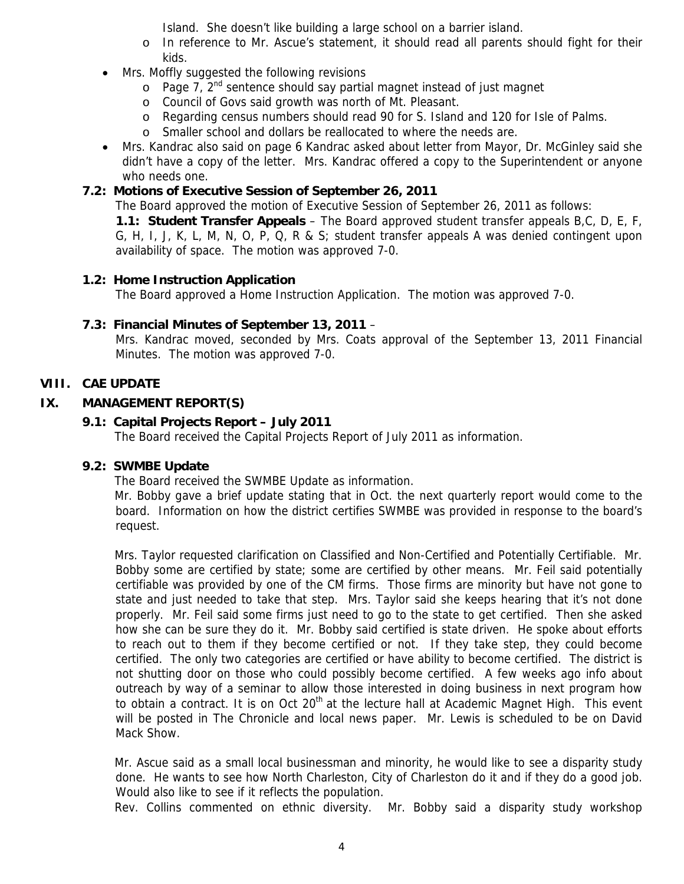Island. She doesn't like building a large school on a barrier island.

    - In reference to Mr. Ascue's statement, it should read all parents should fight for their kids.
- Mrs. Moffly suggested the following revisions
    - Page 7, 2nd sentence should say partial magnet instead of just magnet
    - Council of Govs said growth was north of Mt. Pleasant.
    - Regarding census numbers should read 90 for S. Island and 120 for Isle of Palms.
    - Smaller school and dollars be reallocated to where the needs are.
- Mrs. Kandrac also said on page 6 Kandrac asked about letter from Mayor, Dr. McGinley said she didn't have a copy of the letter. Mrs. Kandrac offered a copy to the Superintendent or anyone who needs one.

### 7.2: Motions of Executive Session of September 26, 2011

The Board approved the motion of Executive Session of September 26, 2011 as follows:

**1.1: Student Transfer Appeals** – The Board approved student transfer appeals B,C, D, E, F, G, H, I, J, K, L, M, N, O, P, Q, R & S; student transfer appeals A was denied contingent upon availability of space. The motion was approved 7-0.

### 1.2: Home Instruction Application

The Board approved a Home Instruction Application. The motion was approved 7-0.

### 7.3: Financial Minutes of September 13, 2011 –

Mrs. Kandrac moved, seconded by Mrs. Coats approval of the September 13, 2011 Financial Minutes. The motion was approved 7-0.

## VIII. CAE UPDATE

## IX. MANAGEMENT REPORT(S)

### 9.1: Capital Projects Report – July 2011

The Board received the Capital Projects Report of July 2011 as information.

### 9.2: SWMBE Update

The Board received the SWMBE Update as information.

Mr. Bobby gave a brief update stating that in Oct. the next quarterly report would come to the board. Information on how the district certifies SWMBE was provided in response to the board's request.

Mrs. Taylor requested clarification on Classified and Non-Certified and Potentially Certifiable. Mr. Bobby some are certified by state; some are certified by other means. Mr. Feil said potentially certifiable was provided by one of the CM firms. Those firms are minority but have not gone to state and just needed to take that step. Mrs. Taylor said she keeps hearing that it's not done properly. Mr. Feil said some firms just need to go to the state to get certified. Then she asked how she can be sure they do it. Mr. Bobby said certified is state driven. He spoke about efforts to reach out to them if they become certified or not. If they take step, they could become certified. The only two categories are certified or have ability to become certified. The district is not shutting door on those who could possibly become certified. A few weeks ago info about outreach by way of a seminar to allow those interested in doing business in next program how to obtain a contract. It is on Oct 20th at the lecture hall at Academic Magnet High. This event will be posted in The Chronicle and local news paper. Mr. Lewis is scheduled to be on David Mack Show.

Mr. Ascue said as a small local businessman and minority, he would like to see a disparity study done. He wants to see how North Charleston, City of Charleston do it and if they do a good job. Would also like to see if it reflects the population.

Rev. Collins commented on ethnic diversity. Mr. Bobby said a disparity study workshop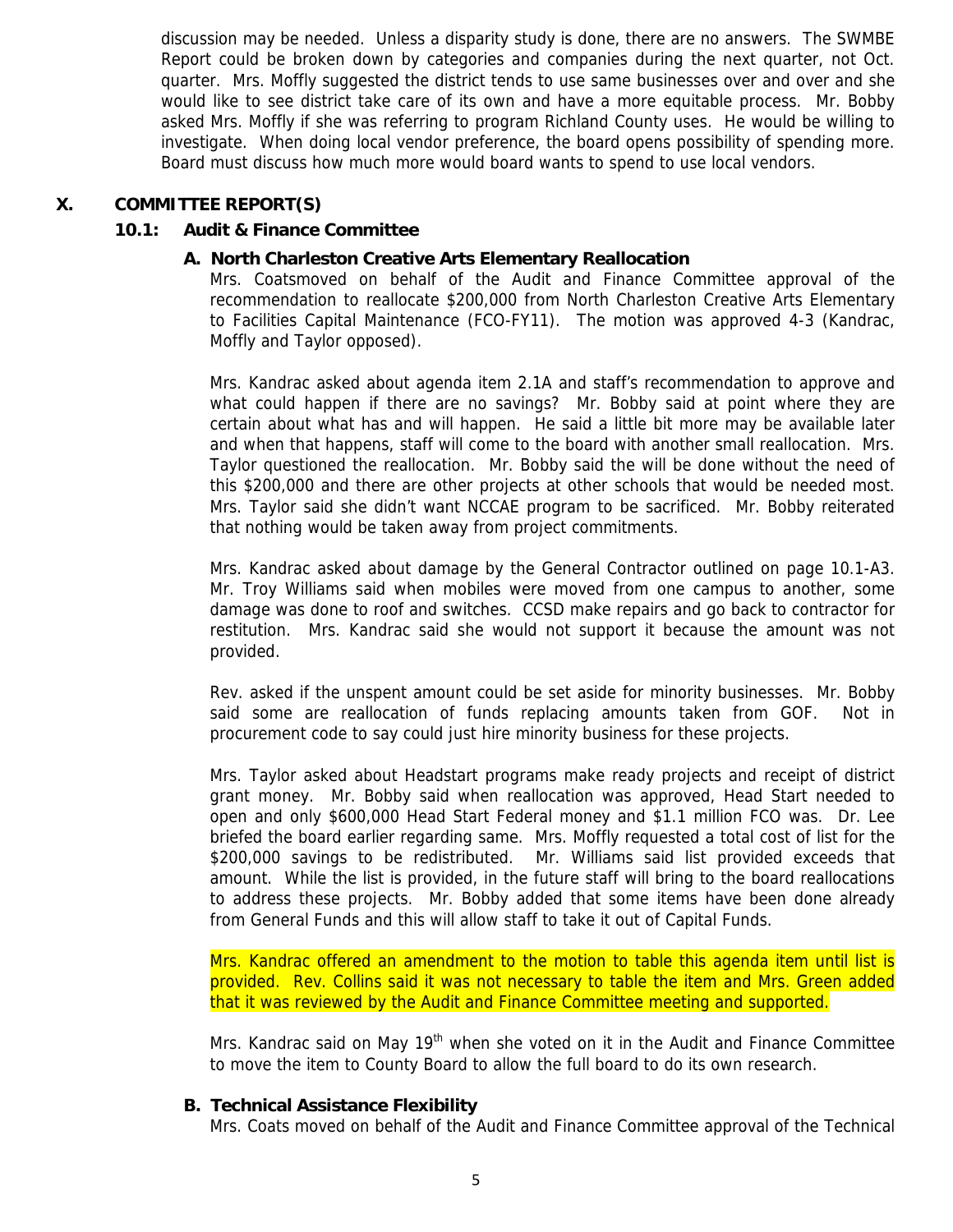discussion may be needed. Unless a disparity study is done, there are no answers. The SWMBE Report could be broken down by categories and companies during the next quarter, not Oct. quarter. Mrs. Moffly suggested the district tends to use same businesses over and over and she would like to see district take care of its own and have a more equitable process. Mr. Bobby asked Mrs. Moffly if she was referring to program Richland County uses. He would be willing to investigate. When doing local vendor preference, the board opens possibility of spending more. Board must discuss how much more would board wants to spend to use local vendors.

## X. COMMITTEE REPORT(S)

### 10.1: Audit & Finance Committee

#### A. North Charleston Creative Arts Elementary Reallocation

Mrs. Coatsmoved on behalf of the Audit and Finance Committee approval of the recommendation to reallocate $200,000 from North Charleston Creative Arts Elementary to Facilities Capital Maintenance (FCO-FY11). The motion was approved 4-3 (Kandrac, Moffly and Taylor opposed).

Mrs. Kandrac asked about agenda item 2.1A and staff's recommendation to approve and what could happen if there are no savings? Mr. Bobby said at point where they are certain about what has and will happen. He said a little bit more may be available later and when that happens, staff will come to the board with another small reallocation. Mrs. Taylor questioned the reallocation. Mr. Bobby said the will be done without the need of this $200,000 and there are other projects at other schools that would be needed most. Mrs. Taylor said she didn't want NCCAE program to be sacrificed. Mr. Bobby reiterated that nothing would be taken away from project commitments.

Mrs. Kandrac asked about damage by the General Contractor outlined on page 10.1-A3. Mr. Troy Williams said when mobiles were moved from one campus to another, some damage was done to roof and switches. CCSD make repairs and go back to contractor for restitution. Mrs. Kandrac said she would not support it because the amount was not provided.

Rev. asked if the unspent amount could be set aside for minority businesses. Mr. Bobby said some are reallocation of funds replacing amounts taken from GOF. Not in procurement code to say could just hire minority business for these projects.

Mrs. Taylor asked about Headstart programs make ready projects and receipt of district grant money. Mr. Bobby said when reallocation was approved, Head Start needed to open and only $600,000 Head Start Federal money and $1.1 million FCO was. Dr. Lee briefed the board earlier regarding same. Mrs. Moffly requested a total cost of list for the $200,000 savings to be redistributed. Mr. Williams said list provided exceeds that amount. While the list is provided, in the future staff will bring to the board reallocations to address these projects. Mr. Bobby added that some items have been done already from General Funds and this will allow staff to take it out of Capital Funds.

Mrs. Kandrac offered an amendment to the motion to table this agenda item until list is provided. Rev. Collins said it was not necessary to table the item and Mrs. Green added that it was reviewed by the Audit and Finance Committee meeting and supported.

Mrs. Kandrac said on May 19th when she voted on it in the Audit and Finance Committee to move the item to County Board to allow the full board to do its own research.

#### B. Technical Assistance Flexibility

Mrs. Coats moved on behalf of the Audit and Finance Committee approval of the Technical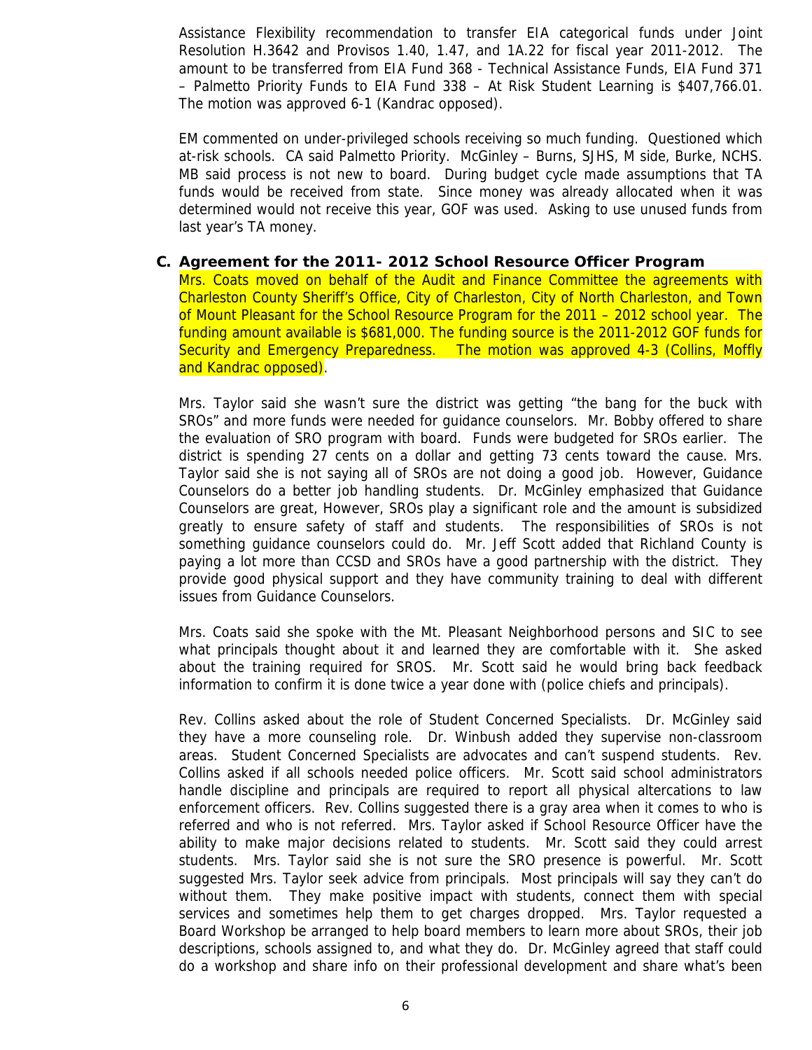Assistance Flexibility recommendation to transfer EIA categorical funds under Joint Resolution H.3642 and Provisos 1.40, 1.47, and 1A.22 for fiscal year 2011-2012. The amount to be transferred from EIA Fund 368 - Technical Assistance Funds, EIA Fund 371 – Palmetto Priority Funds to EIA Fund 338 – At Risk Student Learning is $407,766.01. The motion was approved 6-1 (Kandrac opposed).

EM commented on under-privileged schools receiving so much funding. Questioned which at-risk schools. CA said Palmetto Priority. McGinley – Burns, SJHS, M side, Burke, NCHS. MB said process is not new to board. During budget cycle made assumptions that TA funds would be received from state. Since money was already allocated when it was determined would not receive this year, GOF was used. Asking to use unused funds from last year's TA money.

### C. Agreement for the 2011- 2012 School Resource Officer Program

Mrs. Coats moved on behalf of the Audit and Finance Committee the agreements with Charleston County Sheriff's Office, City of Charleston, City of North Charleston, and Town of Mount Pleasant for the School Resource Program for the 2011 – 2012 school year. The funding amount available is $681,000. The funding source is the 2011-2012 GOF funds for Security and Emergency Preparedness. The motion was approved 4-3 (Collins, Moffly and Kandrac opposed).

Mrs. Taylor said she wasn't sure the district was getting "the bang for the buck with SROs" and more funds were needed for guidance counselors. Mr. Bobby offered to share the evaluation of SRO program with board. Funds were budgeted for SROs earlier. The district is spending 27 cents on a dollar and getting 73 cents toward the cause. Mrs. Taylor said she is not saying all of SROs are not doing a good job. However, Guidance Counselors do a better job handling students. Dr. McGinley emphasized that Guidance Counselors are great, However, SROs play a significant role and the amount is subsidized greatly to ensure safety of staff and students. The responsibilities of SROs is not something guidance counselors could do. Mr. Jeff Scott added that Richland County is paying a lot more than CCSD and SROs have a good partnership with the district. They provide good physical support and they have community training to deal with different issues from Guidance Counselors.

Mrs. Coats said she spoke with the Mt. Pleasant Neighborhood persons and SIC to see what principals thought about it and learned they are comfortable with it. She asked about the training required for SROS. Mr. Scott said he would bring back feedback information to confirm it is done twice a year done with (police chiefs and principals).

Rev. Collins asked about the role of Student Concerned Specialists. Dr. McGinley said they have a more counseling role. Dr. Winbush added they supervise non-classroom areas. Student Concerned Specialists are advocates and can't suspend students. Rev. Collins asked if all schools needed police officers. Mr. Scott said school administrators handle discipline and principals are required to report all physical altercations to law enforcement officers. Rev. Collins suggested there is a gray area when it comes to who is referred and who is not referred. Mrs. Taylor asked if School Resource Officer have the ability to make major decisions related to students. Mr. Scott said they could arrest students. Mrs. Taylor said she is not sure the SRO presence is powerful. Mr. Scott suggested Mrs. Taylor seek advice from principals. Most principals will say they can't do without them. They make positive impact with students, connect them with special services and sometimes help them to get charges dropped. Mrs. Taylor requested a Board Workshop be arranged to help board members to learn more about SROs, their job descriptions, schools assigned to, and what they do. Dr. McGinley agreed that staff could do a workshop and share info on their professional development and share what's been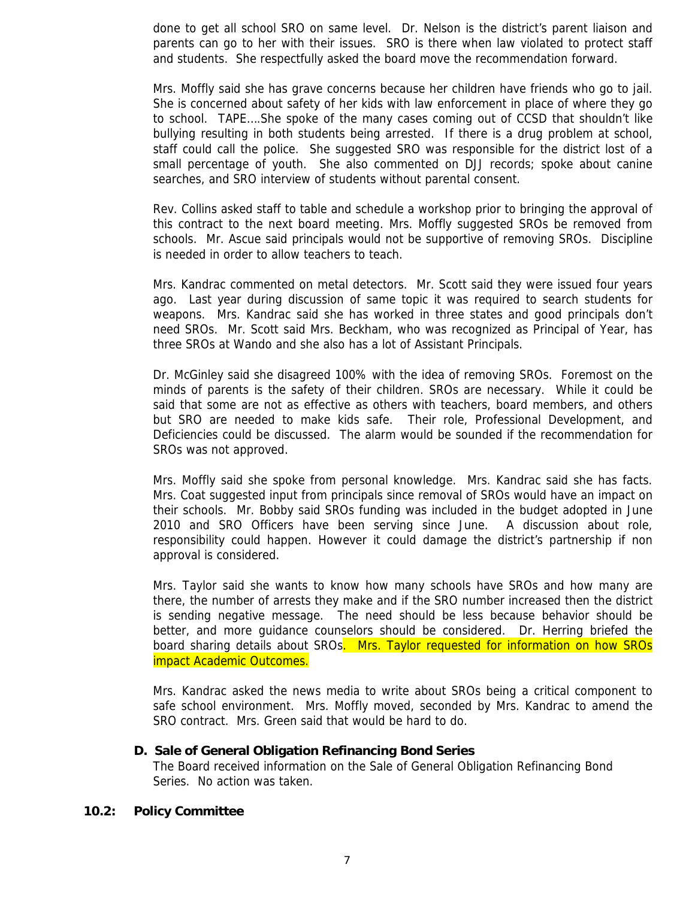done to get all school SRO on same level. Dr. Nelson is the district's parent liaison and parents can go to her with their issues. SRO is there when law violated to protect staff and students. She respectfully asked the board move the recommendation forward.

Mrs. Moffly said she has grave concerns because her children have friends who go to jail. She is concerned about safety of her kids with law enforcement in place of where they go to school. TAPE….She spoke of the many cases coming out of CCSD that shouldn't like bullying resulting in both students being arrested. If there is a drug problem at school, staff could call the police. She suggested SRO was responsible for the district lost of a small percentage of youth. She also commented on DJJ records; spoke about canine searches, and SRO interview of students without parental consent.

Rev. Collins asked staff to table and schedule a workshop prior to bringing the approval of this contract to the next board meeting. Mrs. Moffly suggested SROs be removed from schools. Mr. Ascue said principals would not be supportive of removing SROs. Discipline is needed in order to allow teachers to teach.

Mrs. Kandrac commented on metal detectors. Mr. Scott said they were issued four years ago. Last year during discussion of same topic it was required to search students for weapons. Mrs. Kandrac said she has worked in three states and good principals don't need SROs. Mr. Scott said Mrs. Beckham, who was recognized as Principal of Year, has three SROs at Wando and she also has a lot of Assistant Principals.

Dr. McGinley said she disagreed 100% with the idea of removing SROs. Foremost on the minds of parents is the safety of their children. SROs are necessary. While it could be said that some are not as effective as others with teachers, board members, and others but SRO are needed to make kids safe. Their role, Professional Development, and Deficiencies could be discussed. The alarm would be sounded if the recommendation for SROs was not approved.

Mrs. Moffly said she spoke from personal knowledge. Mrs. Kandrac said she has facts. Mrs. Coat suggested input from principals since removal of SROs would have an impact on their schools. Mr. Bobby said SROs funding was included in the budget adopted in June 2010 and SRO Officers have been serving since June. A discussion about role, responsibility could happen. However it could damage the district's partnership if non approval is considered.

Mrs. Taylor said she wants to know how many schools have SROs and how many are there, the number of arrests they make and if the SRO number increased then the district is sending negative message. The need should be less because behavior should be better, and more guidance counselors should be considered. Dr. Herring briefed the board sharing details about SROs. Mrs. Taylor requested for information on how SROs impact Academic Outcomes.

Mrs. Kandrac asked the news media to write about SROs being a critical component to safe school environment. Mrs. Moffly moved, seconded by Mrs. Kandrac to amend the SRO contract. Mrs. Green said that would be hard to do.

**D. Sale of General Obligation Refinancing Bond Series**

The Board received information on the Sale of General Obligation Refinancing Bond Series. No action was taken.

## 10.2: Policy Committee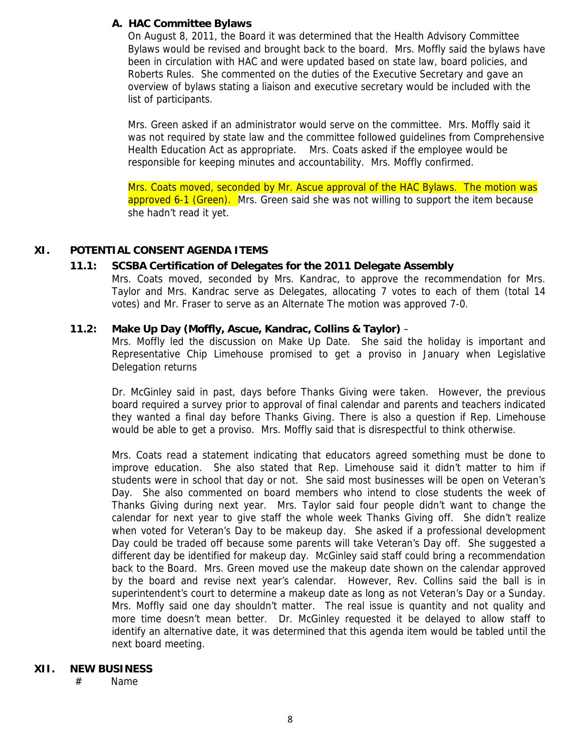### A. HAC Committee Bylaws

On August 8, 2011, the Board it was determined that the Health Advisory Committee Bylaws would be revised and brought back to the board. Mrs. Moffly said the bylaws have been in circulation with HAC and were updated based on state law, board policies, and Roberts Rules. She commented on the duties of the Executive Secretary and gave an overview of bylaws stating a liaison and executive secretary would be included with the list of participants.

Mrs. Green asked if an administrator would serve on the committee. Mrs. Moffly said it was not required by state law and the committee followed guidelines from Comprehensive Health Education Act as appropriate. Mrs. Coats asked if the employee would be responsible for keeping minutes and accountability. Mrs. Moffly confirmed.

Mrs. Coats moved, seconded by Mr. Ascue approval of the HAC Bylaws. The motion was approved 6-1 (Green). Mrs. Green said she was not willing to support the item because she hadn't read it yet.

## XI. POTENTIAL CONSENT AGENDA ITEMS

### 11.1: SCSBA Certification of Delegates for the 2011 Delegate Assembly

Mrs. Coats moved, seconded by Mrs. Kandrac, to approve the recommendation for Mrs. Taylor and Mrs. Kandrac serve as Delegates, allocating 7 votes to each of them (total 14 votes) and Mr. Fraser to serve as an Alternate The motion was approved 7-0.

### 11.2: Make Up Day (Moffly, Ascue, Kandrac, Collins & Taylor) –

Mrs. Moffly led the discussion on Make Up Date. She said the holiday is important and Representative Chip Limehouse promised to get a proviso in January when Legislative Delegation returns

Dr. McGinley said in past, days before Thanks Giving were taken. However, the previous board required a survey prior to approval of final calendar and parents and teachers indicated they wanted a final day before Thanks Giving. There is also a question if Rep. Limehouse would be able to get a proviso. Mrs. Moffly said that is disrespectful to think otherwise.

Mrs. Coats read a statement indicating that educators agreed something must be done to improve education. She also stated that Rep. Limehouse said it didn't matter to him if students were in school that day or not. She said most businesses will be open on Veteran's Day. She also commented on board members who intend to close students the week of Thanks Giving during next year. Mrs. Taylor said four people didn't want to change the calendar for next year to give staff the whole week Thanks Giving off. She didn't realize when voted for Veteran's Day to be makeup day. She asked if a professional development Day could be traded off because some parents will take Veteran's Day off. She suggested a different day be identified for makeup day. McGinley said staff could bring a recommendation back to the Board. Mrs. Green moved use the makeup date shown on the calendar approved by the board and revise next year's calendar. However, Rev. Collins said the ball is in superintendent's court to determine a makeup date as long as not Veteran's Day or a Sunday. Mrs. Moffly said one day shouldn't matter. The real issue is quantity and not quality and more time doesn't mean better. Dr. McGinley requested it be delayed to allow staff to identify an alternative date, it was determined that this agenda item would be tabled until the next board meeting.

## XII. NEW BUSINESS

\# Name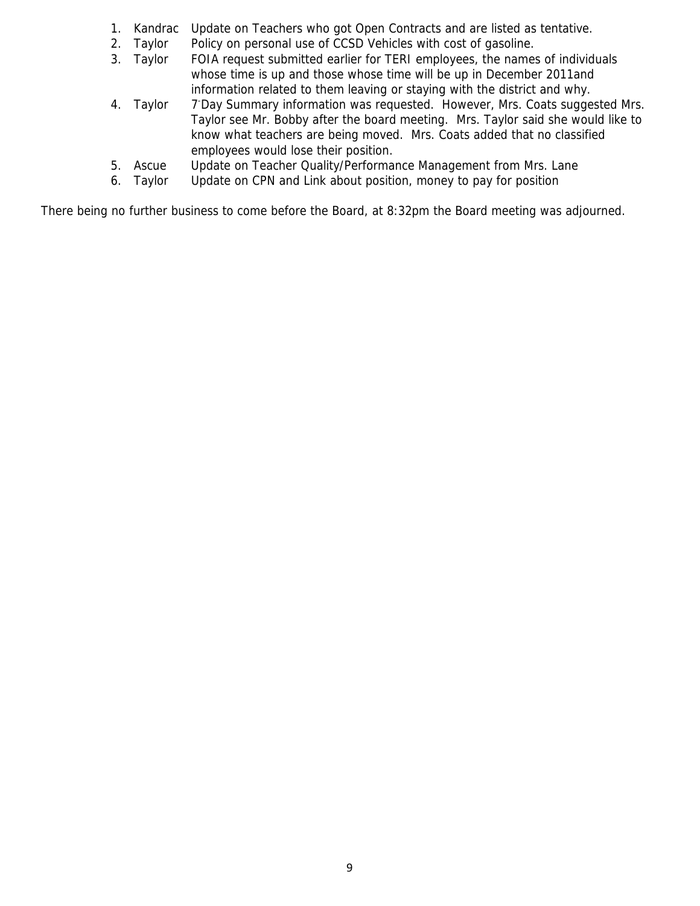1. Kandrac Update on Teachers who got Open Contracts and are listed as tentative.
2. Taylor Policy on personal use of CCSD Vehicles with cost of gasoline.
3. Taylor FOIA request submitted earlier for TERI employees, the names of individuals whose time is up and those whose time will be up in December 2011and information related to them leaving or staying with the district and why.
4. Taylor 7-Day Summary information was requested. However, Mrs. Coats suggested Mrs. Taylor see Mr. Bobby after the board meeting. Mrs. Taylor said she would like to know what teachers are being moved. Mrs. Coats added that no classified employees would lose their position.
5. Ascue Update on Teacher Quality/Performance Management from Mrs. Lane
6. Taylor Update on CPN and Link about position, money to pay for position

There being no further business to come before the Board, at 8:32pm the Board meeting was adjourned.